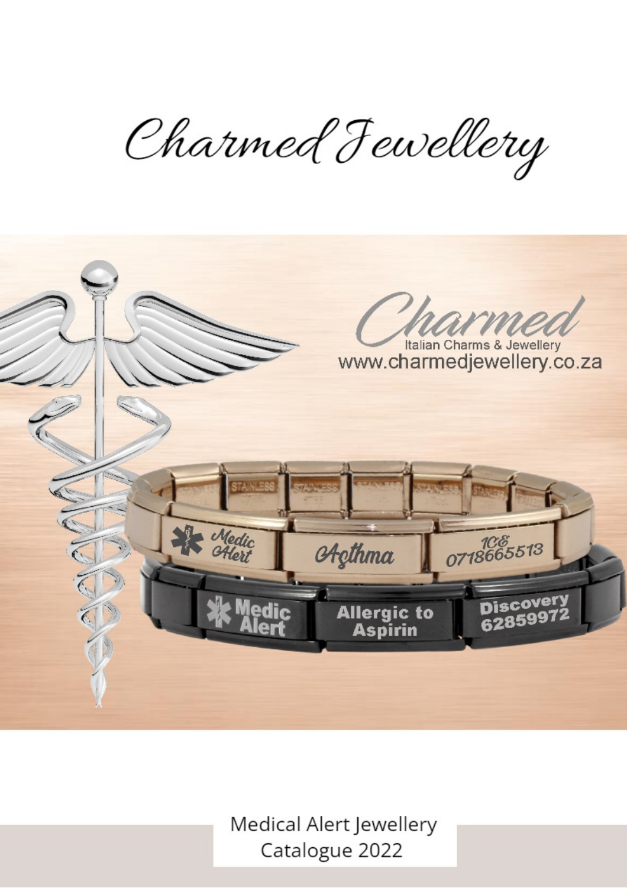# Charmed Jewellery

Medical Alert Jewellery
Catalogue 2022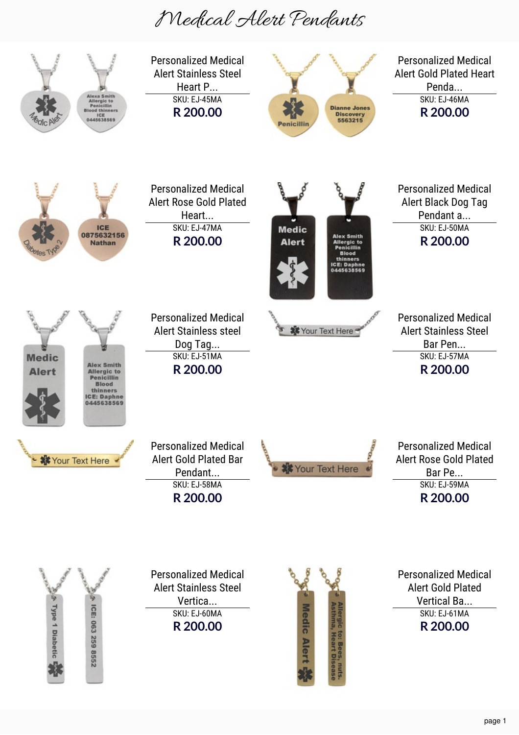# Medical Alert Pendants

Personalized Medical Alert Stainless Steel Heart P...

SKU: EJ-45MA

**R 200.00**

Personalized Medical Alert Gold Plated Heart Penda...

SKU: EJ-46MA

**R 200.00**

Personalized Medical Alert Rose Gold Plated Heart...

SKU: EJ-47MA

**R 200.00**

Personalized Medical Alert Black Dog Tag Pendant a...

SKU: EJ-50MA

**R 200.00**

Personalized Medical Alert Stainless steel Dog Tag...

SKU: EJ-51MA

**R 200.00**

Personalized Medical Alert Stainless Steel Bar Pen...

SKU: EJ-57MA

**R 200.00**

Personalized Medical Alert Gold Plated Bar Pendant...

SKU: EJ-58MA

**R 200.00**

Personalized Medical Alert Rose Gold Plated Bar Pe...

SKU: EJ-59MA

**R 200.00**

Personalized Medical Alert Stainless Steel Vertica...

SKU: EJ-60MA

**R 200.00**

Personalized Medical Alert Gold Plated Vertical Ba...

SKU: EJ-61MA

**R 200.00**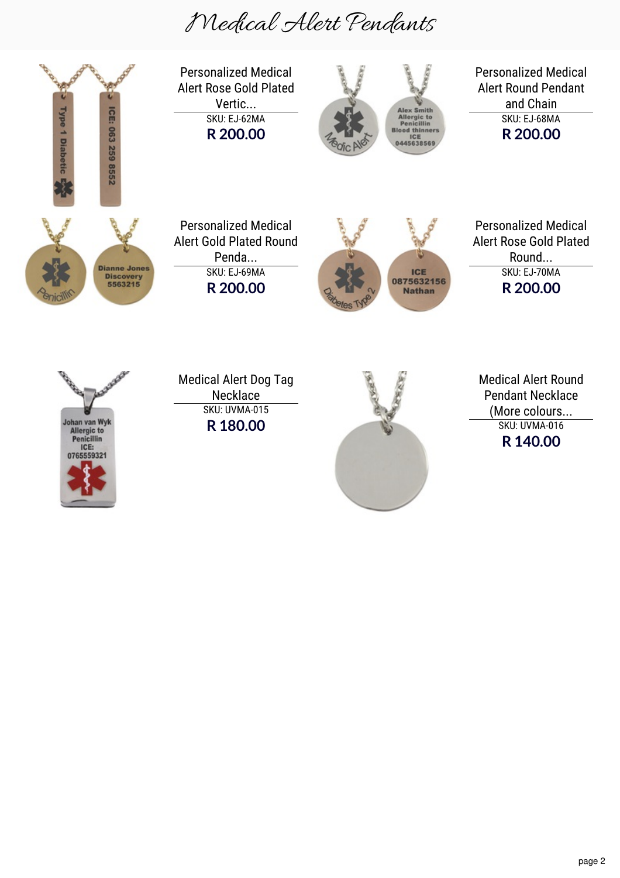# Medical Alert Pendants

Personalized Medical Alert Rose Gold Plated Vertic...

SKU: EJ-62MA

**R 200.00**

Personalized Medical Alert Round Pendant and Chain

SKU: EJ-68MA

**R 200.00**

Personalized Medical Alert Gold Plated Round Penda...

SKU: EJ-69MA

**R 200.00**

Personalized Medical Alert Rose Gold Plated Round...

SKU: EJ-70MA

**R 200.00**

Medical Alert Dog Tag Necklace

SKU: UVMA-015

**R 180.00**

Medical Alert Round Pendant Necklace (More colours...

SKU: UVMA-016

**R 140.00**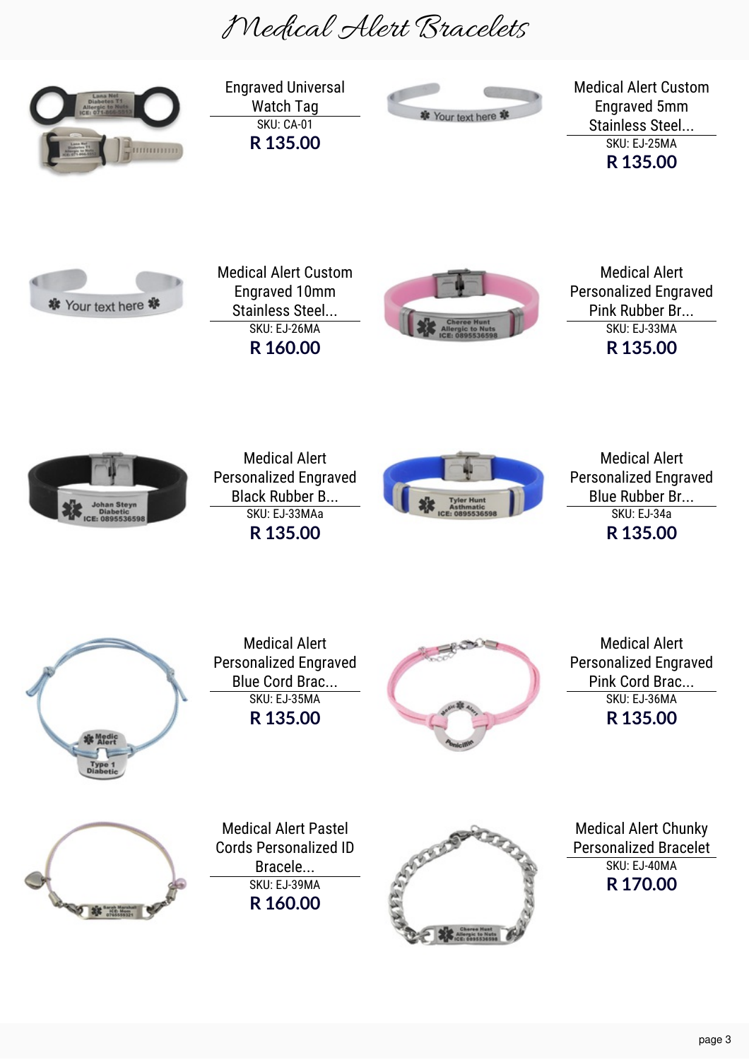# Medical Alert Bracelets

Engraved Universal Watch Tag
SKU: CA-01
**R 135.00**

Medical Alert Custom Engraved 5mm Stainless Steel...
SKU: EJ-25MA
**R 135.00**

Medical Alert Custom Engraved 10mm Stainless Steel...
SKU: EJ-26MA
**R 160.00**

Medical Alert Personalized Engraved Pink Rubber Br...
SKU: EJ-33MA
**R 135.00**

Medical Alert Personalized Engraved Black Rubber B...
SKU: EJ-33MAa
**R 135.00**

Medical Alert Personalized Engraved Blue Rubber Br...
SKU: EJ-34a
**R 135.00**

Medical Alert Personalized Engraved Blue Cord Brac...
SKU: EJ-35MA
**R 135.00**

Medical Alert Personalized Engraved Pink Cord Brac...
SKU: EJ-36MA
**R 135.00**

Medical Alert Pastel Cords Personalized ID Bracele...
SKU: EJ-39MA
**R 160.00**

Medical Alert Chunky Personalized Bracelet
SKU: EJ-40MA
**R 170.00**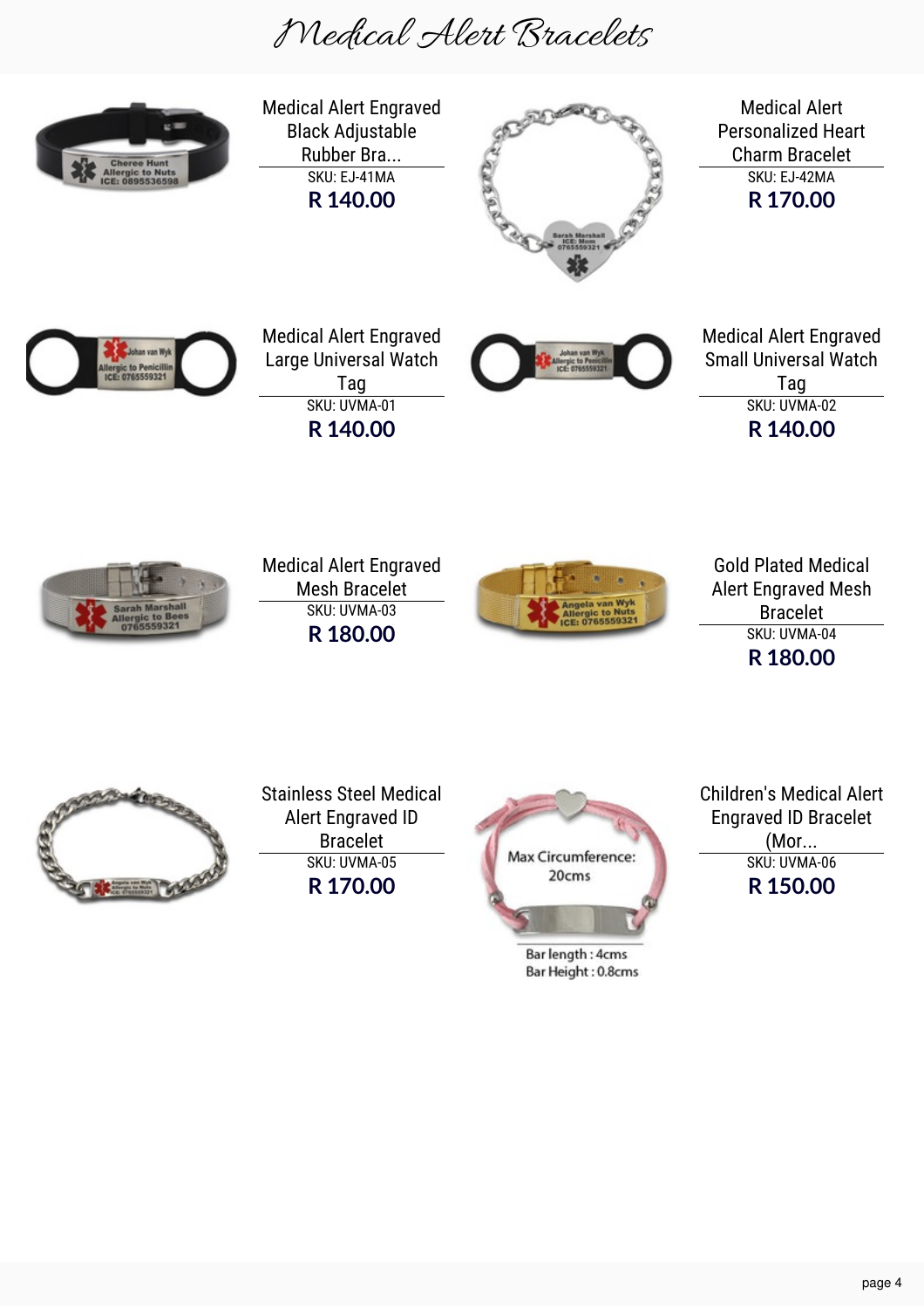# Medical Alert Bracelets

**Medical Alert Engraved Black Adjustable Rubber Bra...**
SKU: EJ-41MA
**R 140.00**

**Medical Alert Personalized Heart Charm Bracelet**
SKU: EJ-42MA
**R 170.00**

**Medical Alert Engraved Large Universal Watch Tag**
SKU: UVMA-01
**R 140.00**

**Medical Alert Engraved Small Universal Watch Tag**
SKU: UVMA-02
**R 140.00**

**Medical Alert Engraved Mesh Bracelet**
SKU: UVMA-03
**R 180.00**

**Gold Plated Medical Alert Engraved Mesh Bracelet**
SKU: UVMA-04
**R 180.00**

**Stainless Steel Medical Alert Engraved ID Bracelet**
SKU: UVMA-05
**R 170.00**

**Children's Medical Alert Engraved ID Bracelet (Mor...**
SKU: UVMA-06
**R 150.00**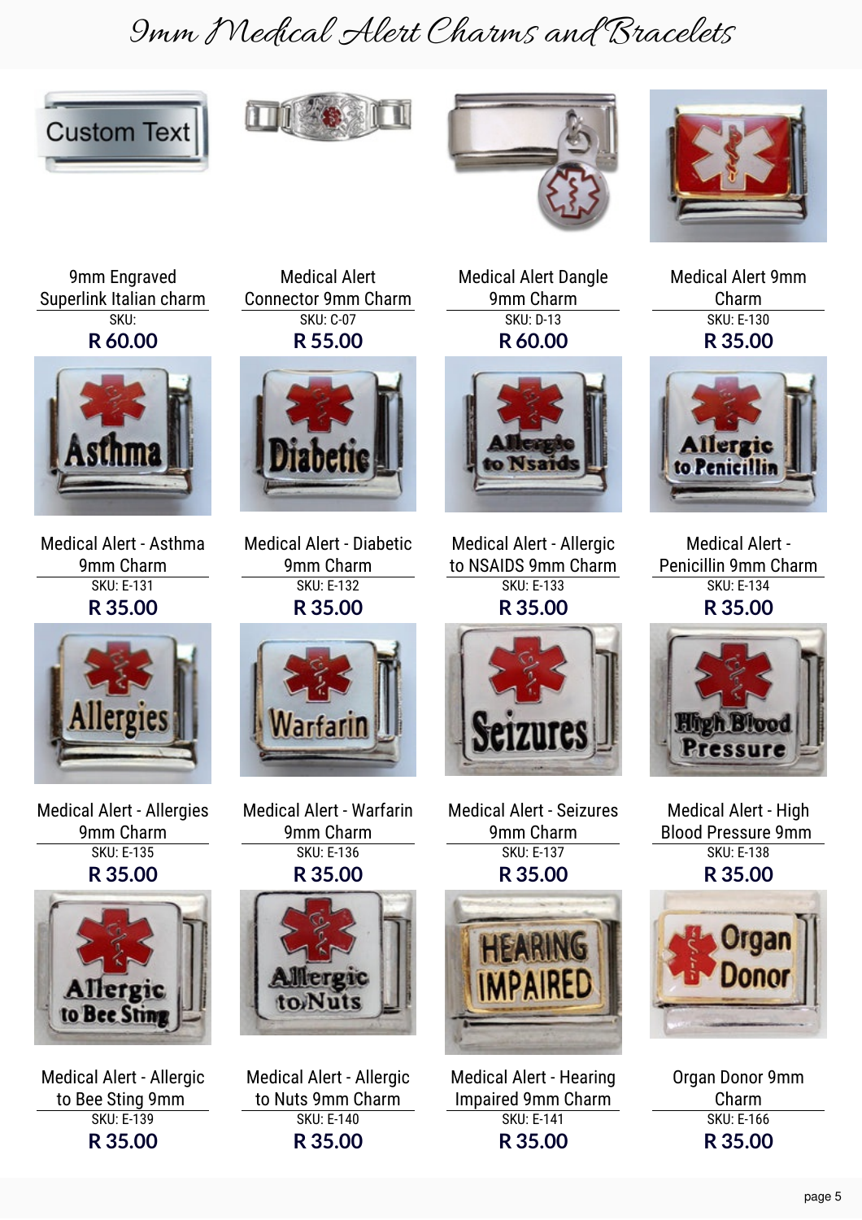# 9mm Medical Alert Charms and Bracelets

9mm Engraved Superlink Italian charm
SKU:
**R 60.00**

Medical Alert Connector 9mm Charm
SKU: C-07
**R 55.00**

Medical Alert Dangle 9mm Charm
SKU: D-13
**R 60.00**

Medical Alert 9mm Charm
SKU: E-130
**R 35.00**

Medical Alert - Asthma 9mm Charm
SKU: E-131
**R 35.00**

Medical Alert - Diabetic 9mm Charm
SKU: E-132
**R 35.00**

Medical Alert - Allergic to NSAIDS 9mm Charm
SKU: E-133
**R 35.00**

Medical Alert - Penicillin 9mm Charm
SKU: E-134
**R 35.00**

Medical Alert - Allergies 9mm Charm
SKU: E-135
**R 35.00**

Medical Alert - Warfarin 9mm Charm
SKU: E-136
**R 35.00**

Medical Alert - Seizures 9mm Charm
SKU: E-137
**R 35.00**

Medical Alert - High Blood Pressure 9mm
SKU: E-138
**R 35.00**

Medical Alert - Allergic to Bee Sting 9mm
SKU: E-139
**R 35.00**

Medical Alert - Allergic to Nuts 9mm Charm
SKU: E-140
**R 35.00**

Medical Alert - Hearing Impaired 9mm Charm
SKU: E-141
**R 35.00**

Organ Donor 9mm Charm
SKU: E-166
**R 35.00**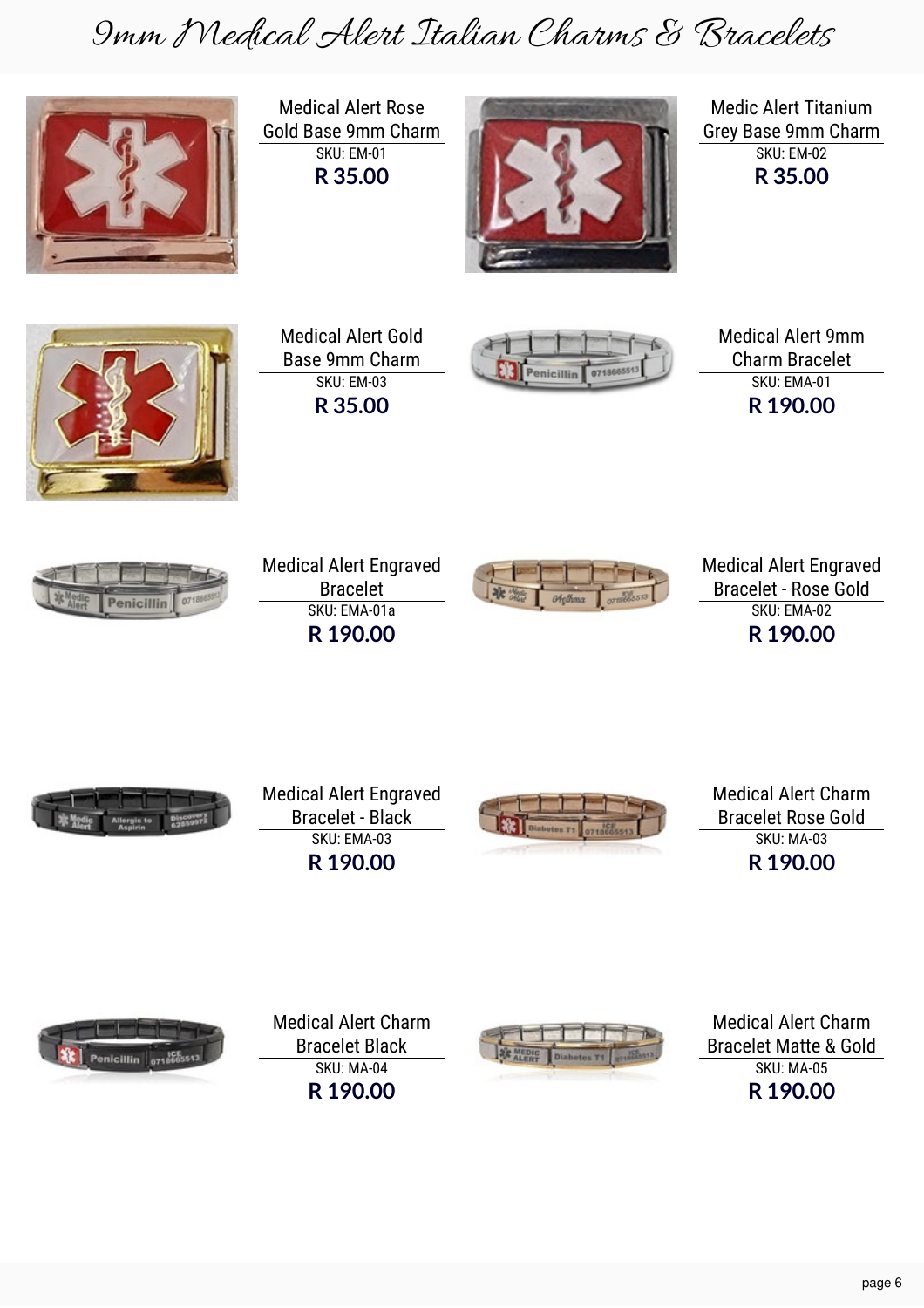# 9mm Medical Alert Italian Charms & Bracelets

Medical Alert Rose Gold Base 9mm Charm
SKU: EM-01
**R 35.00**

Medic Alert Titanium Grey Base 9mm Charm
SKU: EM-02
**R 35.00**

Medical Alert Gold Base 9mm Charm
SKU: EM-03
**R 35.00**

Medical Alert 9mm Charm Bracelet
SKU: EMA-01
**R 190.00**

Medical Alert Engraved Bracelet
SKU: EMA-01a
**R 190.00**

Medical Alert Engraved Bracelet - Rose Gold
SKU: EMA-02
**R 190.00**

Medical Alert Engraved Bracelet - Black
SKU: EMA-03
**R 190.00**

Medical Alert Charm Bracelet Rose Gold
SKU: MA-03
**R 190.00**

Medical Alert Charm Bracelet Black
SKU: MA-04
**R 190.00**

Medical Alert Charm Bracelet Matte & Gold
SKU: MA-05
**R 190.00**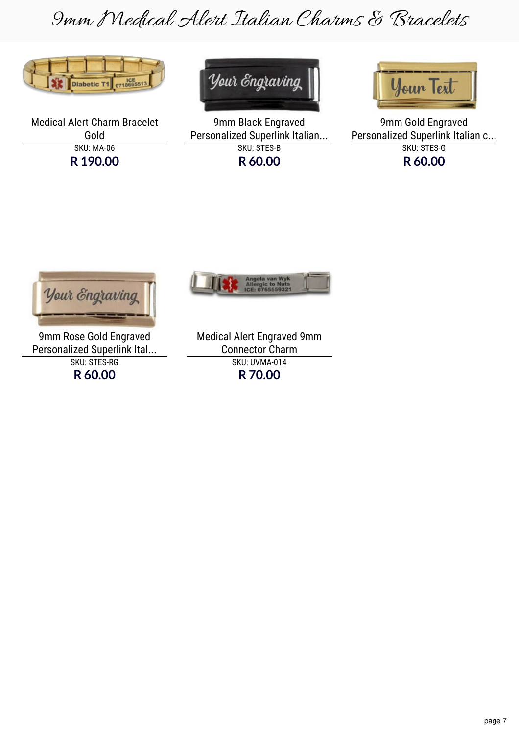# 9mm Medical Alert Italian Charms & Bracelets

Medical Alert Charm Bracelet Gold
SKU: MA-06
**R 190.00**

9mm Black Engraved Personalized Superlink Italian...
SKU: STES-B
**R 60.00**

9mm Gold Engraved Personalized Superlink Italian c...
SKU: STES-G
**R 60.00**

9mm Rose Gold Engraved Personalized Superlink Ital...
SKU: STES-RG
**R 60.00**

Medical Alert Engraved 9mm Connector Charm
SKU: UVMA-014
**R 70.00**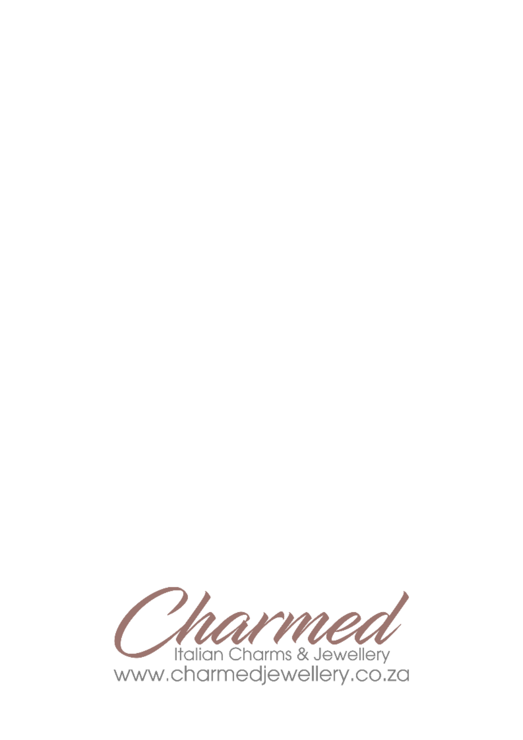Charmed

Italian Charms & Jewellery

www.charmedjewellery.co.za